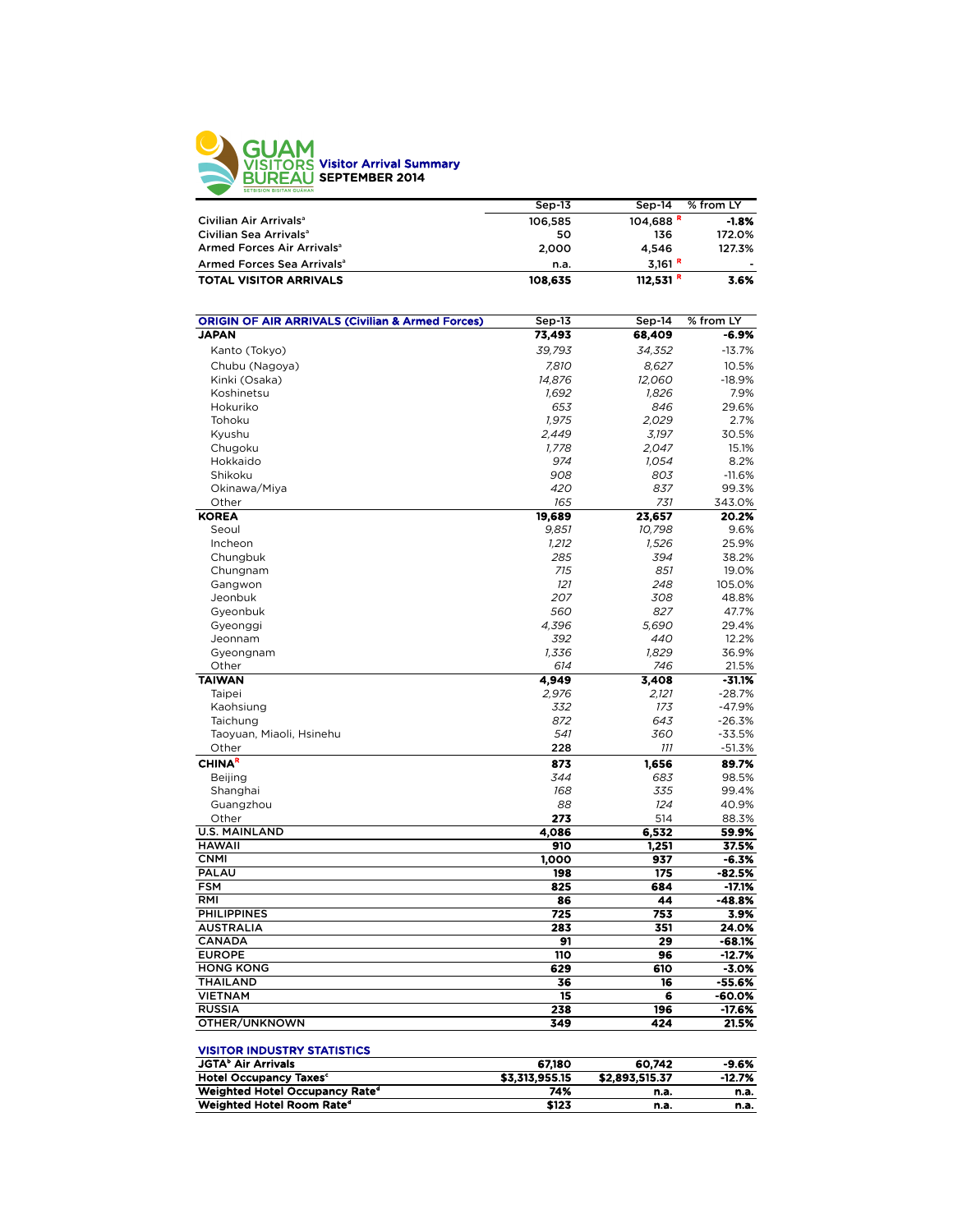# GUAM VISITORS BUREAU

SETBISION BISITAN GUÅHAN

## Visitor Arrival Summary
## SEPTEMBER 2014

| | Sep-13 | Sep-14 | % from LY |
|---|---|---|---|
| Civilian Air Arrivals[a] | 106,585 | 104,688 [R] | -1.8% |
| Civilian Sea Arrivals[a] | 50 | 136 | 172.0% |
| Armed Forces Air Arrivals[a] | 2,000 | 4,546 | 127.3% |
| Armed Forces Sea Arrivals[a] | n.a. | 3,161 [R] | - |
| **TOTAL VISITOR ARRIVALS** | **108,635** | **112,531 [R]** | **3.6%** |

| ORIGIN OF AIR ARRIVALS (Civilian & Armed Forces) | Sep-13 | Sep-14 | % from LY |
|---|---|---|---|
| **JAPAN** | **73,493** | **68,409** | **-6.9%** |
| Kanto (Tokyo) | *39,793* | *34,352* | -13.7% |
| Chubu (Nagoya) | *7,810* | *8,627* | 10.5% |
| Kinki (Osaka) | *14,876* | *12,060* | -18.9% |
| Koshinetsu | *1,692* | *1,826* | 7.9% |
| Hokuriko | *653* | *846* | 29.6% |
| Tohoku | *1,975* | *2,029* | 2.7% |
| Kyushu | *2,449* | *3,197* | 30.5% |
| Chugoku | *1,778* | *2,047* | 15.1% |
| Hokkaido | *974* | *1,054* | 8.2% |
| Shikoku | *908* | *803* | -11.6% |
| Okinawa/Miya | *420* | *837* | 99.3% |
| Other | *165* | *731* | 343.0% |
| **KOREA** | **19,689** | **23,657** | **20.2%** |
| Seoul | *9,851* | *10,798* | 9.6% |
| Incheon | *1,212* | *1,526* | 25.9% |
| Chungbuk | *285* | *394* | 38.2% |
| Chungnam | *715* | *851* | 19.0% |
| Gangwon | *121* | *248* | 105.0% |
| Jeonbuk | *207* | *308* | 48.8% |
| Gyeonbuk | *560* | *827* | 47.7% |
| Gyeonggi | *4,396* | *5,690* | 29.4% |
| Jeonnam | *392* | *440* | 12.2% |
| Gyeongnam | *1,336* | *1,829* | 36.9% |
| Other | *614* | *746* | 21.5% |
| **TAIWAN** | **4,949** | **3,408** | **-31.1%** |
| Taipei | *2,976* | *2,121* | -28.7% |
| Kaohsiung | *332* | *173* | -47.9% |
| Taichung | *872* | *643* | -26.3% |
| Taoyuan, Miaoli, Hsinehu | *541* | *360* | -33.5% |
| Other | 228 | *111* | -51.3% |
| **CHINA[R]** | **873** | **1,656** | **89.7%** |
| Beijing | *344* | *683* | 98.5% |
| Shanghai | *168* | *335* | 99.4% |
| Guangzhou | *88* | *124* | 40.9% |
| Other | 273 | 514 | 88.3% |
| **U.S. MAINLAND** | **4,086** | **6,532** | **59.9%** |
| **HAWAII** | **910** | **1,251** | **37.5%** |
| **CNMI** | **1,000** | **937** | **-6.3%** |
| **PALAU** | **198** | **175** | **-82.5%** |
| **FSM** | **825** | **684** | **-17.1%** |
| **RMI** | **86** | **44** | **-48.8%** |
| **PHILIPPINES** | **725** | **753** | **3.9%** |
| **AUSTRALIA** | **283** | **351** | **24.0%** |
| **CANADA** | **91** | **29** | **-68.1%** |
| **EUROPE** | **110** | **96** | **-12.7%** |
| **HONG KONG** | **629** | **610** | **-3.0%** |
| **THAILAND** | **36** | **16** | **-55.6%** |
| **VIETNAM** | **15** | **6** | **-60.0%** |
| **RUSSIA** | **238** | **196** | **-17.6%** |
| **OTHER/UNKNOWN** | **349** | **424** | **21.5%** |

### VISITOR INDUSTRY STATISTICS

| | | | |
|---|---|---|---|
| **JGTA[b] Air Arrivals** | **67,180** | **60,742** | **-9.6%** |
| **Hotel Occupancy Taxes[c]** | **$3,313,955.15** | **$2,893,515.37** | **-12.7%** |
| **Weighted Hotel Occupancy Rate[d]** | **74%** | **n.a.** | **n.a.** |
| **Weighted Hotel Room Rate[d]** | **$123** | **n.a.** | **n.a.** |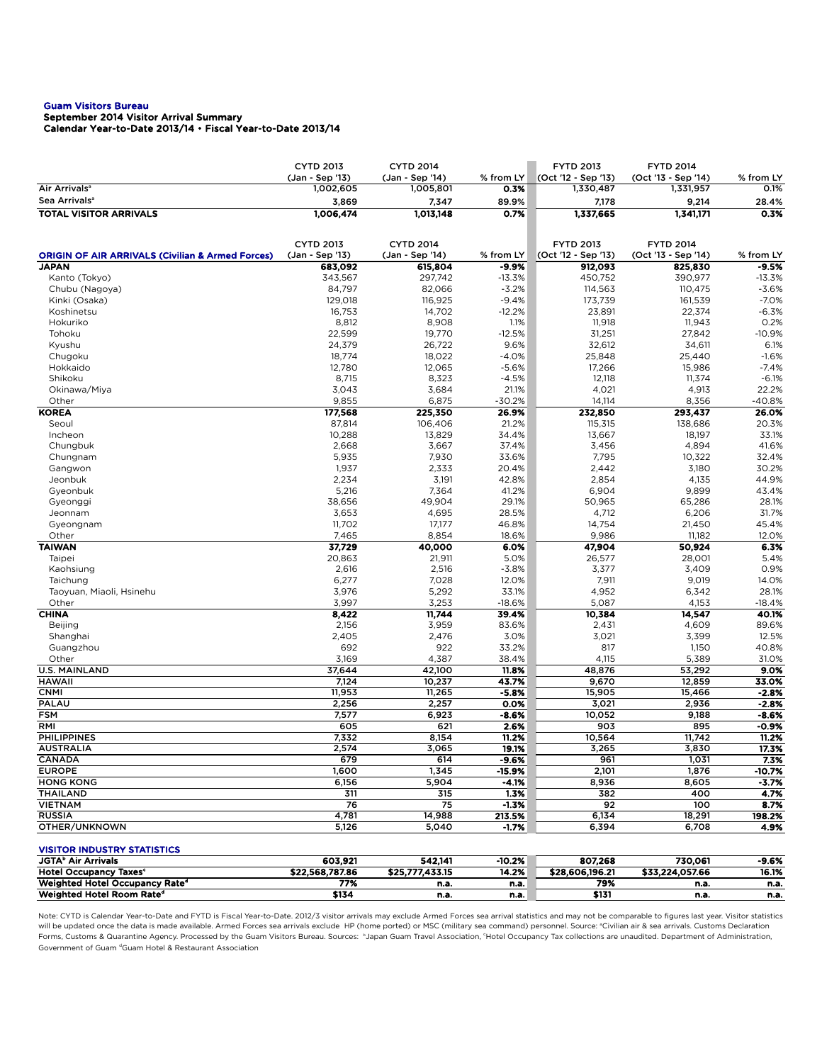**Guam Visitors Bureau**
**September 2014 Visitor Arrival Summary**
**Calendar Year-to-Date 2013/14 • Fiscal Year-to-Date 2013/14**

| | CYTD 2013 (Jan - Sep '13) | CYTD 2014 (Jan - Sep '14) | % from LY | FYTD 2013 (Oct '12 - Sep '13) | FYTD 2014 (Oct '13 - Sep '14) | % from LY |
|---|---|---|---|---|---|---|
| Air Arrivals[a] | 1,002,605 | 1,005,801 | 0.3% | 1,330,487 | 1,331,957 | 0.1% |
| Sea Arrivals[a] | 3,869 | 7,347 | 89.9% | 7,178 | 9,214 | 28.4% |
| **TOTAL VISITOR ARRIVALS** | **1,006,474** | **1,013,148** | **0.7%** | **1,337,665** | **1,341,171** | **0.3%** |

| ORIGIN OF AIR ARRIVALS (Civilian & Armed Forces) | CYTD 2013 (Jan - Sep '13) | CYTD 2014 (Jan - Sep '14) | % from LY | FYTD 2013 (Oct '12 - Sep '13) | FYTD 2014 (Oct '13 - Sep '14) | % from LY |
|---|---|---|---|---|---|---|
| **JAPAN** | **683,092** | **615,804** | **-9.9%** | **912,093** | **825,830** | **-9.5%** |
| Kanto (Tokyo) | 343,567 | 297,742 | -13.3% | 450,752 | 390,977 | -13.3% |
| Chubu (Nagoya) | 84,797 | 82,066 | -3.2% | 114,563 | 110,475 | -3.6% |
| Kinki (Osaka) | 129,018 | 116,925 | -9.4% | 173,739 | 161,539 | -7.0% |
| Koshinetsu | 16,753 | 14,702 | -12.2% | 23,891 | 22,374 | -6.3% |
| Hokuriko | 8,812 | 8,908 | 1.1% | 11,918 | 11,943 | 0.2% |
| Tohoku | 22,599 | 19,770 | -12.5% | 31,251 | 27,842 | -10.9% |
| Kyushu | 24,379 | 26,722 | 9.6% | 32,612 | 34,611 | 6.1% |
| Chugoku | 18,774 | 18,022 | -4.0% | 25,848 | 25,440 | -1.6% |
| Hokkaido | 12,780 | 12,065 | -5.6% | 17,266 | 15,986 | -7.4% |
| Shikoku | 8,715 | 8,323 | -4.5% | 12,118 | 11,374 | -6.1% |
| Okinawa/Miya | 3,043 | 3,684 | 21.1% | 4,021 | 4,913 | 22.2% |
| Other | 9,855 | 6,875 | -30.2% | 14,114 | 8,356 | -40.8% |
| **KOREA** | **177,568** | **225,350** | **26.9%** | **232,850** | **293,437** | **26.0%** |
| Seoul | 87,814 | 106,406 | 21.2% | 115,315 | 138,686 | 20.3% |
| Incheon | 10,288 | 13,829 | 34.4% | 13,667 | 18,197 | 33.1% |
| Chungbuk | 2,668 | 3,667 | 37.4% | 3,456 | 4,894 | 41.6% |
| Chungnam | 5,935 | 7,930 | 33.6% | 7,795 | 10,322 | 32.4% |
| Gangwon | 1,937 | 2,333 | 20.4% | 2,442 | 3,180 | 30.2% |
| Jeonbuk | 2,234 | 3,191 | 42.8% | 2,854 | 4,135 | 44.9% |
| Gyeonbuk | 5,216 | 7,364 | 41.2% | 6,904 | 9,899 | 43.4% |
| Gyeonggi | 38,656 | 49,904 | 29.1% | 50,965 | 65,286 | 28.1% |
| Jeonnam | 3,653 | 4,695 | 28.5% | 4,712 | 6,206 | 31.7% |
| Gyeongnam | 11,702 | 17,177 | 46.8% | 14,754 | 21,450 | 45.4% |
| Other | 7,465 | 8,854 | 18.6% | 9,986 | 11,182 | 12.0% |
| **TAIWAN** | **37,729** | **40,000** | **6.0%** | **47,904** | **50,924** | **6.3%** |
| Taipei | 20,863 | 21,911 | 5.0% | 26,577 | 28,001 | 5.4% |
| Kaohsiung | 2,616 | 2,516 | -3.8% | 3,377 | 3,409 | 0.9% |
| Taichung | 6,277 | 7,028 | 12.0% | 7,911 | 9,019 | 14.0% |
| Taoyuan, Miaoli, Hsinehu | 3,976 | 5,292 | 33.1% | 4,952 | 6,342 | 28.1% |
| Other | 3,997 | 3,253 | -18.6% | 5,087 | 4,153 | -18.4% |
| **CHINA** | **8,422** | **11,744** | **39.4%** | **10,384** | **14,547** | **40.1%** |
| Beijing | 2,156 | 3,959 | 83.6% | 2,431 | 4,609 | 89.6% |
| Shanghai | 2,405 | 2,476 | 3.0% | 3,021 | 3,399 | 12.5% |
| Guangzhou | 692 | 922 | 33.2% | 817 | 1,150 | 40.8% |
| Other | 3,169 | 4,387 | 38.4% | 4,115 | 5,389 | 31.0% |
| **U.S. MAINLAND** | 37,644 | 42,100 | **11.8%** | 48,876 | 53,292 | **9.0%** |
| **HAWAII** | 7,124 | 10,237 | **43.7%** | 9,670 | 12,859 | **33.0%** |
| **CNMI** | 11,953 | 11,265 | **-5.8%** | 15,905 | 15,466 | **-2.8%** |
| **PALAU** | 2,256 | 2,257 | **0.0%** | 3,021 | 2,936 | **-2.8%** |
| **FSM** | 7,577 | 6,923 | **-8.6%** | 10,052 | 9,188 | **-8.6%** |
| **RMI** | 605 | 621 | **2.6%** | 903 | 895 | **-0.9%** |
| **PHILIPPINES** | 7,332 | 8,154 | **11.2%** | 10,564 | 11,742 | **11.2%** |
| **AUSTRALIA** | 2,574 | 3,065 | **19.1%** | 3,265 | 3,830 | **17.3%** |
| **CANADA** | 679 | 614 | **-9.6%** | 961 | 1,031 | **7.3%** |
| **EUROPE** | 1,600 | 1,345 | **-15.9%** | 2,101 | 1,876 | **-10.7%** |
| **HONG KONG** | 6,156 | 5,904 | **-4.1%** | 8,936 | 8,605 | **-3.7%** |
| **THAILAND** | 311 | 315 | **1.3%** | 382 | 400 | **4.7%** |
| **VIETNAM** | 76 | 75 | **-1.3%** | 92 | 100 | **8.7%** |
| **RUSSIA** | 4,781 | 14,988 | **213.5%** | 6,134 | 18,291 | **198.2%** |
| **OTHER/UNKNOWN** | 5,126 | 5,040 | **-1.7%** | 6,394 | 6,708 | **4.9%** |

| VISITOR INDUSTRY STATISTICS | CYTD 2013 | CYTD 2014 | % from LY | FYTD 2013 | FYTD 2014 | % from LY |
|---|---|---|---|---|---|---|
| **JGTA[b] Air Arrivals** | **603,921** | **542,141** | **-10.2%** | **807,268** | **730,061** | **-9.6%** |
| **Hotel Occupancy Taxes[c]** | **$22,568,787.86** | **$25,777,433.15** | **14.2%** | **$28,606,196.21** | **$33,224,057.66** | **16.1%** |
| **Weighted Hotel Occupancy Rate[d]** | **77%** | **n.a.** | **n.a.** | **79%** | **n.a.** | **n.a.** |
| **Weighted Hotel Room Rate[d]** | **$134** | **n.a.** | **n.a.** | **$131** | **n.a.** | **n.a.** |

Note: CYTD is Calendar Year-to-Date and FYTD is Fiscal Year-to-Date. 2012/3 visitor arrivals may exclude Armed Forces sea arrival statistics and may not be comparable to figures last year. Visitor statistics will be updated once the data is made available. Armed Forces sea arrivals exclude HP (home ported) or MSC (military sea command) personnel. Source: [a]Civilian air & sea arrivals. Customs Declaration Forms, Customs & Quarantine Agency. Processed by the Guam Visitors Bureau. Sources: [b]Japan Guam Travel Association, [c]Hotel Occupancy Tax collections are unaudited. Department of Administration, Government of Guam [d]Guam Hotel & Restaurant Association